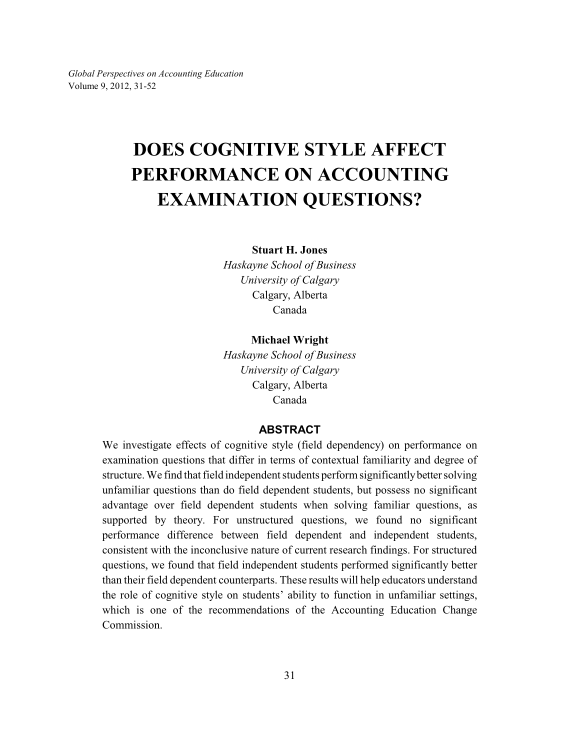# DOES COGNITIVE STYLE AFFECT PERFORMANCE ON ACCOUNTING EXAMINATION QUESTIONS?

**Stuart H. Jones**
*Haskayne School of Business*
*University of Calgary*
Calgary, Alberta
Canada

**Michael Wright**
*Haskayne School of Business*
*University of Calgary*
Calgary, Alberta
Canada

## ABSTRACT

We investigate effects of cognitive style (field dependency) on performance on examination questions that differ in terms of contextual familiarity and degree of structure. We find that field independent students perform significantly better solving unfamiliar questions than do field dependent students, but possess no significant advantage over field dependent students when solving familiar questions, as supported by theory. For unstructured questions, we found no significant performance difference between field dependent and independent students, consistent with the inconclusive nature of current research findings. For structured questions, we found that field independent students performed significantly better than their field dependent counterparts. These results will help educators understand the role of cognitive style on students' ability to function in unfamiliar settings, which is one of the recommendations of the Accounting Education Change Commission.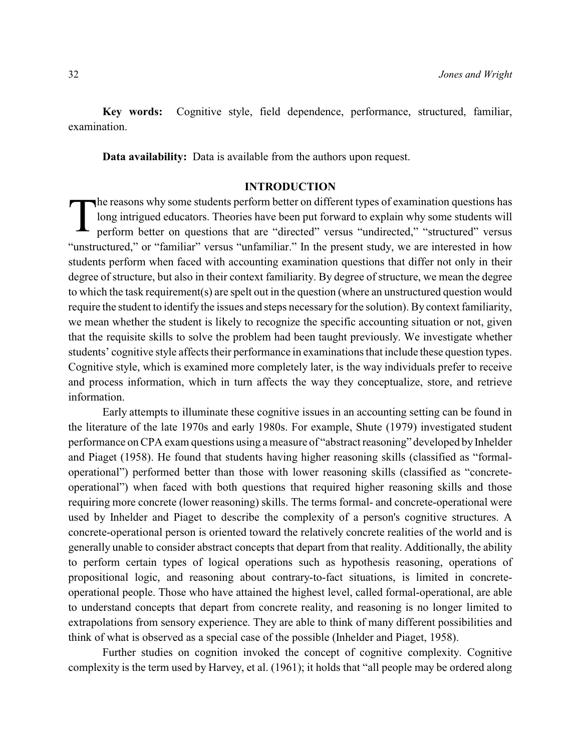**Key words:** Cognitive style, field dependence, performance, structured, familiar, examination.

**Data availability:** Data is available from the authors upon request.

## INTRODUCTION

The reasons why some students perform better on different types of examination questions has long intrigued educators. Theories have been put forward to explain why some students will perform better on questions that are "directed" versus "undirected," "structured" versus "unstructured," or "familiar" versus "unfamiliar." In the present study, we are interested in how students perform when faced with accounting examination questions that differ not only in their degree of structure, but also in their context familiarity. By degree of structure, we mean the degree to which the task requirement(s) are spelt out in the question (where an unstructured question would require the student to identify the issues and steps necessary for the solution). By context familiarity, we mean whether the student is likely to recognize the specific accounting situation or not, given that the requisite skills to solve the problem had been taught previously. We investigate whether students' cognitive style affects their performance in examinations that include these question types. Cognitive style, which is examined more completely later, is the way individuals prefer to receive and process information, which in turn affects the way they conceptualize, store, and retrieve information.

Early attempts to illuminate these cognitive issues in an accounting setting can be found in the literature of the late 1970s and early 1980s. For example, Shute (1979) investigated student performance on CPA exam questions using a measure of "abstract reasoning" developed by Inhelder and Piaget (1958). He found that students having higher reasoning skills (classified as "formal-operational") performed better than those with lower reasoning skills (classified as "concrete-operational") when faced with both questions that required higher reasoning skills and those requiring more concrete (lower reasoning) skills. The terms formal- and concrete-operational were used by Inhelder and Piaget to describe the complexity of a person's cognitive structures. A concrete-operational person is oriented toward the relatively concrete realities of the world and is generally unable to consider abstract concepts that depart from that reality. Additionally, the ability to perform certain types of logical operations such as hypothesis reasoning, operations of propositional logic, and reasoning about contrary-to-fact situations, is limited in concrete-operational people. Those who have attained the highest level, called formal-operational, are able to understand concepts that depart from concrete reality, and reasoning is no longer limited to extrapolations from sensory experience. They are able to think of many different possibilities and think of what is observed as a special case of the possible (Inhelder and Piaget, 1958).

Further studies on cognition invoked the concept of cognitive complexity. Cognitive complexity is the term used by Harvey, et al. (1961); it holds that "all people may be ordered along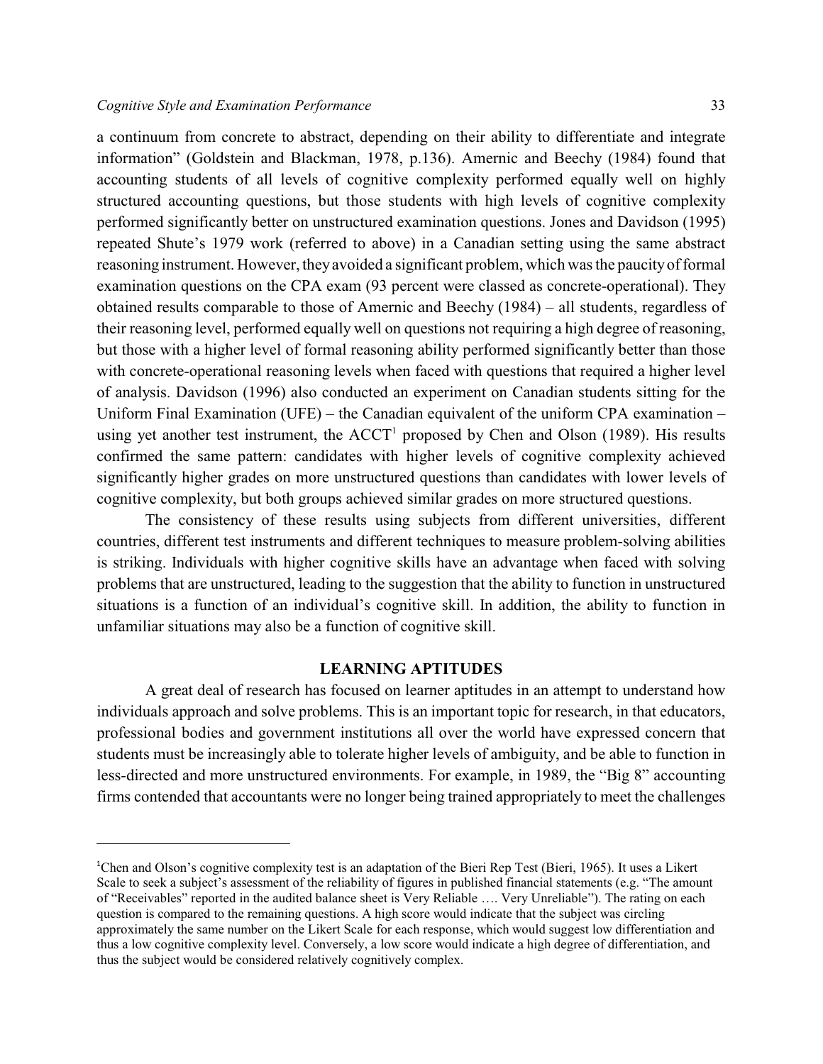a continuum from concrete to abstract, depending on their ability to differentiate and integrate information" (Goldstein and Blackman, 1978, p.136). Amernic and Beechy (1984) found that accounting students of all levels of cognitive complexity performed equally well on highly structured accounting questions, but those students with high levels of cognitive complexity performed significantly better on unstructured examination questions. Jones and Davidson (1995) repeated Shute's 1979 work (referred to above) in a Canadian setting using the same abstract reasoning instrument. However, they avoided a significant problem, which was the paucity of formal examination questions on the CPA exam (93 percent were classed as concrete-operational). They obtained results comparable to those of Amernic and Beechy (1984) – all students, regardless of their reasoning level, performed equally well on questions not requiring a high degree of reasoning, but those with a higher level of formal reasoning ability performed significantly better than those with concrete-operational reasoning levels when faced with questions that required a higher level of analysis. Davidson (1996) also conducted an experiment on Canadian students sitting for the Uniform Final Examination (UFE) – the Canadian equivalent of the uniform CPA examination – using yet another test instrument, the ACCT[1] proposed by Chen and Olson (1989). His results confirmed the same pattern: candidates with higher levels of cognitive complexity achieved significantly higher grades on more unstructured questions than candidates with lower levels of cognitive complexity, but both groups achieved similar grades on more structured questions.

The consistency of these results using subjects from different universities, different countries, different test instruments and different techniques to measure problem-solving abilities is striking. Individuals with higher cognitive skills have an advantage when faced with solving problems that are unstructured, leading to the suggestion that the ability to function in unstructured situations is a function of an individual's cognitive skill. In addition, the ability to function in unfamiliar situations may also be a function of cognitive skill.

## LEARNING APTITUDES

A great deal of research has focused on learner aptitudes in an attempt to understand how individuals approach and solve problems. This is an important topic for research, in that educators, professional bodies and government institutions all over the world have expressed concern that students must be increasingly able to tolerate higher levels of ambiguity, and be able to function in less-directed and more unstructured environments. For example, in 1989, the "Big 8" accounting firms contended that accountants were no longer being trained appropriately to meet the challenges

---

[1]Chen and Olson's cognitive complexity test is an adaptation of the Bieri Rep Test (Bieri, 1965). It uses a Likert Scale to seek a subject's assessment of the reliability of figures in published financial statements (e.g. "The amount of "Receivables" reported in the audited balance sheet is Very Reliable …. Very Unreliable"). The rating on each question is compared to the remaining questions. A high score would indicate that the subject was circling approximately the same number on the Likert Scale for each response, which would suggest low differentiation and thus a low cognitive complexity level. Conversely, a low score would indicate a high degree of differentiation, and thus the subject would be considered relatively cognitively complex.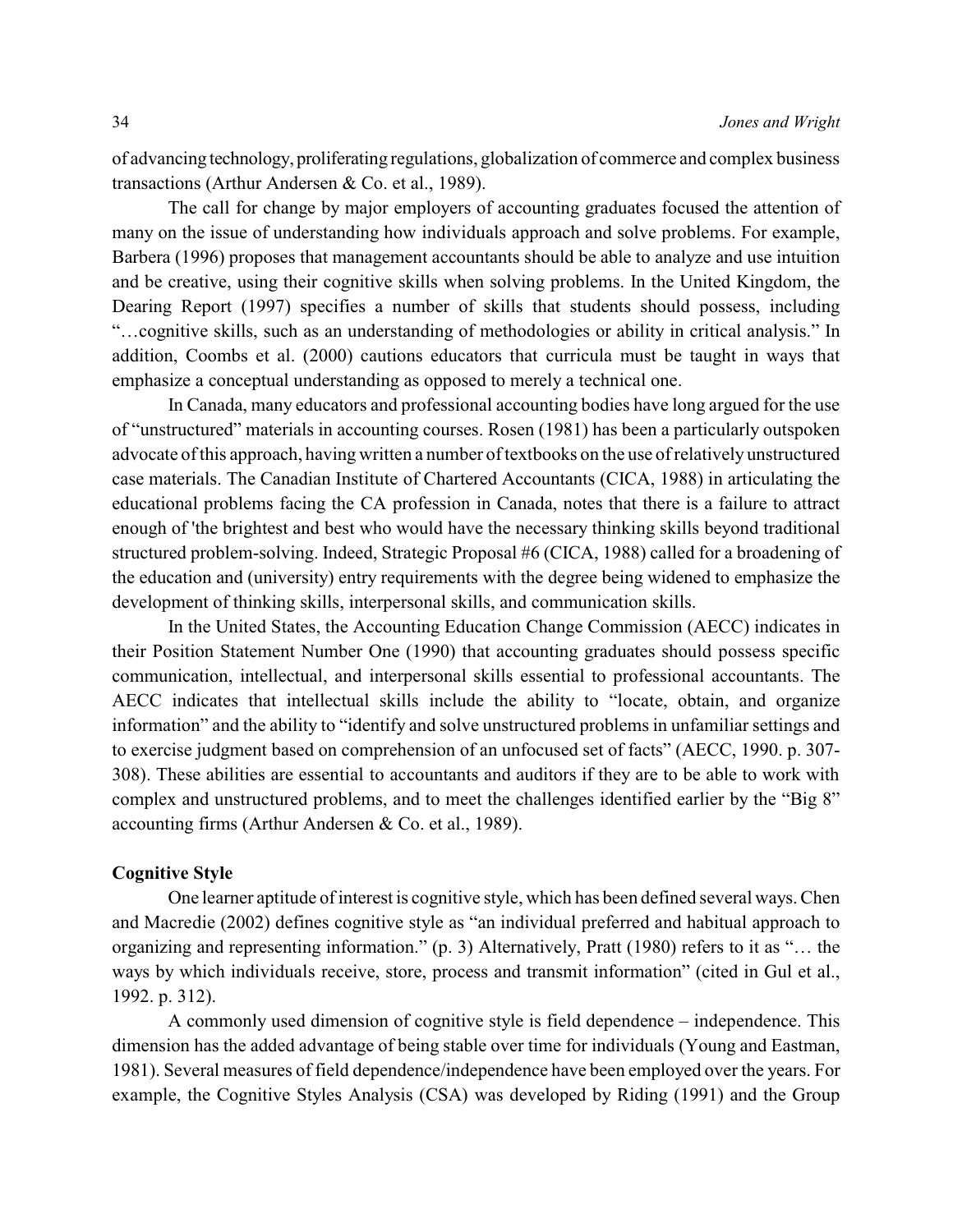of advancing technology, proliferating regulations, globalization of commerce and complex business transactions (Arthur Andersen & Co. et al., 1989).

The call for change by major employers of accounting graduates focused the attention of many on the issue of understanding how individuals approach and solve problems. For example, Barbera (1996) proposes that management accountants should be able to analyze and use intuition and be creative, using their cognitive skills when solving problems. In the United Kingdom, the Dearing Report (1997) specifies a number of skills that students should possess, including "…cognitive skills, such as an understanding of methodologies or ability in critical analysis." In addition, Coombs et al. (2000) cautions educators that curricula must be taught in ways that emphasize a conceptual understanding as opposed to merely a technical one.

In Canada, many educators and professional accounting bodies have long argued for the use of "unstructured" materials in accounting courses. Rosen (1981) has been a particularly outspoken advocate of this approach, having written a number of textbooks on the use of relatively unstructured case materials. The Canadian Institute of Chartered Accountants (CICA, 1988) in articulating the educational problems facing the CA profession in Canada, notes that there is a failure to attract enough of 'the brightest and best who would have the necessary thinking skills beyond traditional structured problem-solving. Indeed, Strategic Proposal #6 (CICA, 1988) called for a broadening of the education and (university) entry requirements with the degree being widened to emphasize the development of thinking skills, interpersonal skills, and communication skills.

In the United States, the Accounting Education Change Commission (AECC) indicates in their Position Statement Number One (1990) that accounting graduates should possess specific communication, intellectual, and interpersonal skills essential to professional accountants. The AECC indicates that intellectual skills include the ability to "locate, obtain, and organize information" and the ability to "identify and solve unstructured problems in unfamiliar settings and to exercise judgment based on comprehension of an unfocused set of facts" (AECC, 1990. p. 307-308). These abilities are essential to accountants and auditors if they are to be able to work with complex and unstructured problems, and to meet the challenges identified earlier by the "Big 8" accounting firms (Arthur Andersen & Co. et al., 1989).

### Cognitive Style

One learner aptitude of interest is cognitive style, which has been defined several ways. Chen and Macredie (2002) defines cognitive style as "an individual preferred and habitual approach to organizing and representing information." (p. 3) Alternatively, Pratt (1980) refers to it as "… the ways by which individuals receive, store, process and transmit information" (cited in Gul et al., 1992. p. 312).

A commonly used dimension of cognitive style is field dependence – independence. This dimension has the added advantage of being stable over time for individuals (Young and Eastman, 1981). Several measures of field dependence/independence have been employed over the years. For example, the Cognitive Styles Analysis (CSA) was developed by Riding (1991) and the Group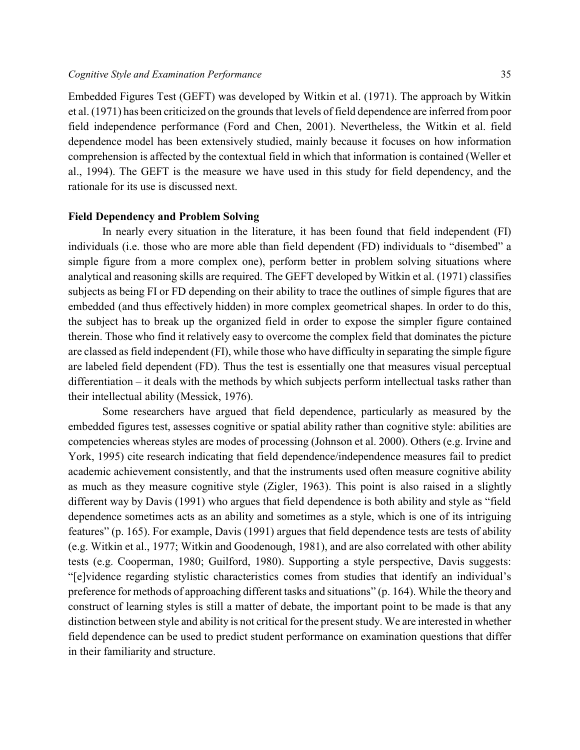Embedded Figures Test (GEFT) was developed by Witkin et al. (1971). The approach by Witkin et al. (1971) has been criticized on the grounds that levels of field dependence are inferred from poor field independence performance (Ford and Chen, 2001). Nevertheless, the Witkin et al. field dependence model has been extensively studied, mainly because it focuses on how information comprehension is affected by the contextual field in which that information is contained (Weller et al., 1994). The GEFT is the measure we have used in this study for field dependency, and the rationale for its use is discussed next.

### Field Dependency and Problem Solving

In nearly every situation in the literature, it has been found that field independent (FI) individuals (i.e. those who are more able than field dependent (FD) individuals to "disembed" a simple figure from a more complex one), perform better in problem solving situations where analytical and reasoning skills are required. The GEFT developed by Witkin et al. (1971) classifies subjects as being FI or FD depending on their ability to trace the outlines of simple figures that are embedded (and thus effectively hidden) in more complex geometrical shapes. In order to do this, the subject has to break up the organized field in order to expose the simpler figure contained therein. Those who find it relatively easy to overcome the complex field that dominates the picture are classed as field independent (FI), while those who have difficulty in separating the simple figure are labeled field dependent (FD). Thus the test is essentially one that measures visual perceptual differentiation – it deals with the methods by which subjects perform intellectual tasks rather than their intellectual ability (Messick, 1976).

Some researchers have argued that field dependence, particularly as measured by the embedded figures test, assesses cognitive or spatial ability rather than cognitive style: abilities are competencies whereas styles are modes of processing (Johnson et al. 2000). Others (e.g. Irvine and York, 1995) cite research indicating that field dependence/independence measures fail to predict academic achievement consistently, and that the instruments used often measure cognitive ability as much as they measure cognitive style (Zigler, 1963). This point is also raised in a slightly different way by Davis (1991) who argues that field dependence is both ability and style as "field dependence sometimes acts as an ability and sometimes as a style, which is one of its intriguing features" (p. 165). For example, Davis (1991) argues that field dependence tests are tests of ability (e.g. Witkin et al., 1977; Witkin and Goodenough, 1981), and are also correlated with other ability tests (e.g. Cooperman, 1980; Guilford, 1980). Supporting a style perspective, Davis suggests: "[e]vidence regarding stylistic characteristics comes from studies that identify an individual's preference for methods of approaching different tasks and situations" (p. 164). While the theory and construct of learning styles is still a matter of debate, the important point to be made is that any distinction between style and ability is not critical for the present study. We are interested in whether field dependence can be used to predict student performance on examination questions that differ in their familiarity and structure.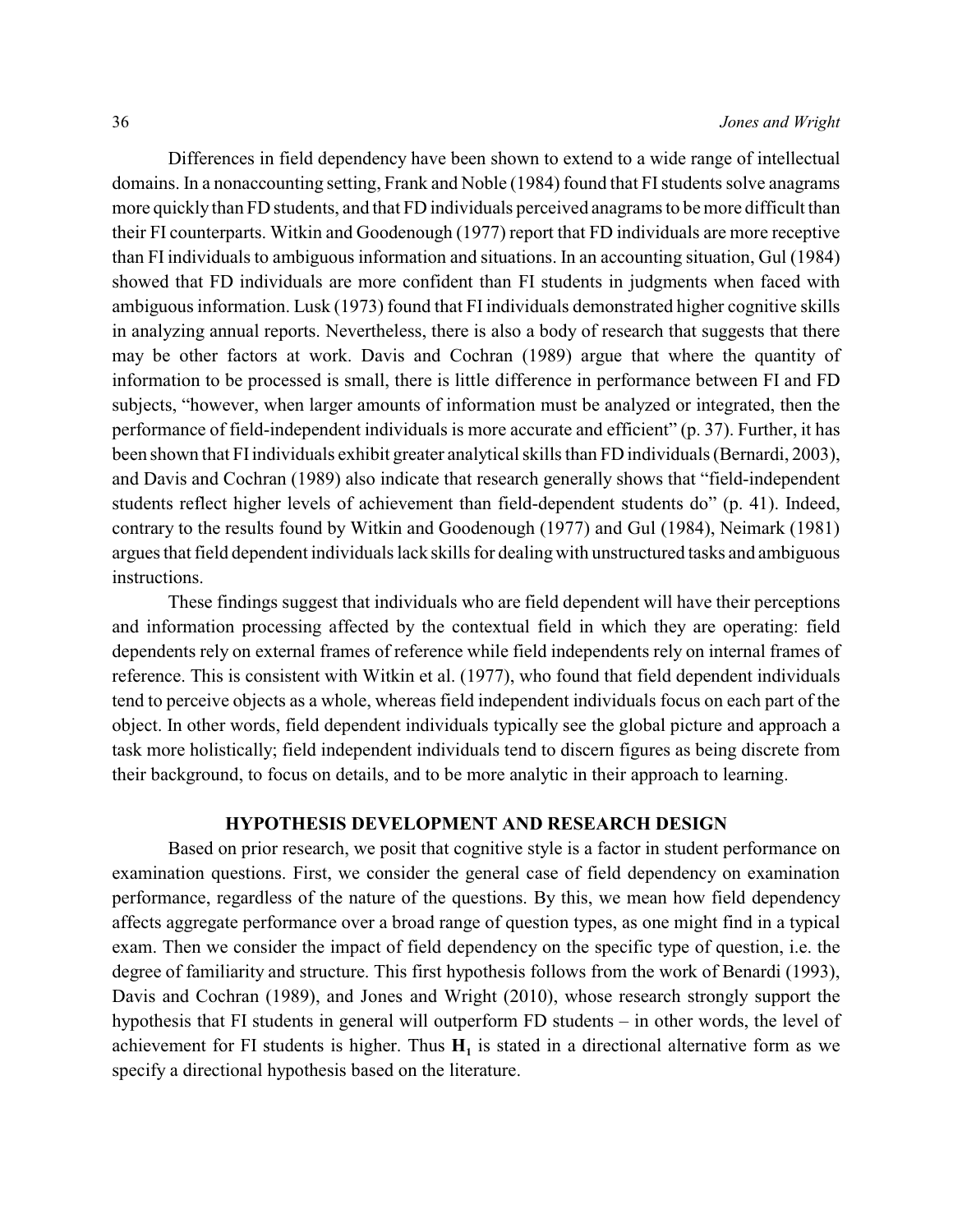Differences in field dependency have been shown to extend to a wide range of intellectual domains. In a nonaccounting setting, Frank and Noble (1984) found that FI students solve anagrams more quickly than FD students, and that FD individuals perceived anagrams to be more difficult than their FI counterparts. Witkin and Goodenough (1977) report that FD individuals are more receptive than FI individuals to ambiguous information and situations. In an accounting situation, Gul (1984) showed that FD individuals are more confident than FI students in judgments when faced with ambiguous information. Lusk (1973) found that FI individuals demonstrated higher cognitive skills in analyzing annual reports. Nevertheless, there is also a body of research that suggests that there may be other factors at work. Davis and Cochran (1989) argue that where the quantity of information to be processed is small, there is little difference in performance between FI and FD subjects, "however, when larger amounts of information must be analyzed or integrated, then the performance of field-independent individuals is more accurate and efficient" (p. 37). Further, it has been shown that FI individuals exhibit greater analytical skills than FD individuals (Bernardi, 2003), and Davis and Cochran (1989) also indicate that research generally shows that "field-independent students reflect higher levels of achievement than field-dependent students do" (p. 41). Indeed, contrary to the results found by Witkin and Goodenough (1977) and Gul (1984), Neimark (1981) argues that field dependent individuals lack skills for dealing with unstructured tasks and ambiguous instructions.

These findings suggest that individuals who are field dependent will have their perceptions and information processing affected by the contextual field in which they are operating: field dependents rely on external frames of reference while field independents rely on internal frames of reference. This is consistent with Witkin et al. (1977), who found that field dependent individuals tend to perceive objects as a whole, whereas field independent individuals focus on each part of the object. In other words, field dependent individuals typically see the global picture and approach a task more holistically; field independent individuals tend to discern figures as being discrete from their background, to focus on details, and to be more analytic in their approach to learning.

## HYPOTHESIS DEVELOPMENT AND RESEARCH DESIGN

Based on prior research, we posit that cognitive style is a factor in student performance on examination questions. First, we consider the general case of field dependency on examination performance, regardless of the nature of the questions. By this, we mean how field dependency affects aggregate performance over a broad range of question types, as one might find in a typical exam. Then we consider the impact of field dependency on the specific type of question, i.e. the degree of familiarity and structure. This first hypothesis follows from the work of Benardi (1993), Davis and Cochran (1989), and Jones and Wright (2010), whose research strongly support the hypothesis that FI students in general will outperform FD students – in other words, the level of achievement for FI students is higher. Thus $\mathbf{H_1}$ is stated in a directional alternative form as we specify a directional hypothesis based on the literature.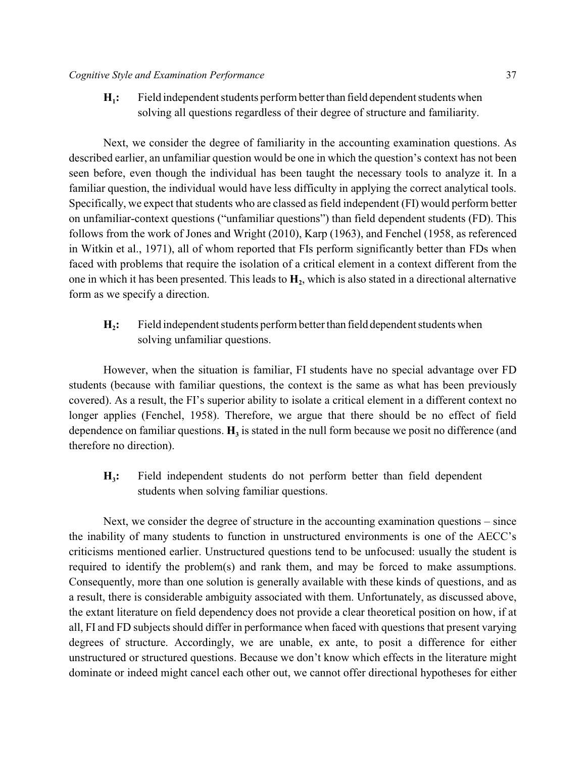**$H_1$:** Field independent students perform better than field dependent students when solving all questions regardless of their degree of structure and familiarity.

Next, we consider the degree of familiarity in the accounting examination questions. As described earlier, an unfamiliar question would be one in which the question's context has not been seen before, even though the individual has been taught the necessary tools to analyze it. In a familiar question, the individual would have less difficulty in applying the correct analytical tools. Specifically, we expect that students who are classed as field independent (FI) would perform better on unfamiliar-context questions ("unfamiliar questions") than field dependent students (FD). This follows from the work of Jones and Wright (2010), Karp (1963), and Fenchel (1958, as referenced in Witkin et al., 1971), all of whom reported that FIs perform significantly better than FDs when faced with problems that require the isolation of a critical element in a context different from the one in which it has been presented. This leads to **$H_2$**, which is also stated in a directional alternative form as we specify a direction.

**$H_2$:** Field independent students perform better than field dependent students when solving unfamiliar questions.

However, when the situation is familiar, FI students have no special advantage over FD students (because with familiar questions, the context is the same as what has been previously covered). As a result, the FI's superior ability to isolate a critical element in a different context no longer applies (Fenchel, 1958). Therefore, we argue that there should be no effect of field dependence on familiar questions. **$H_3$** is stated in the null form because we posit no difference (and therefore no direction).

**$H_3$:** Field independent students do not perform better than field dependent students when solving familiar questions.

Next, we consider the degree of structure in the accounting examination questions – since the inability of many students to function in unstructured environments is one of the AECC's criticisms mentioned earlier. Unstructured questions tend to be unfocused: usually the student is required to identify the problem(s) and rank them, and may be forced to make assumptions. Consequently, more than one solution is generally available with these kinds of questions, and as a result, there is considerable ambiguity associated with them. Unfortunately, as discussed above, the extant literature on field dependency does not provide a clear theoretical position on how, if at all, FI and FD subjects should differ in performance when faced with questions that present varying degrees of structure. Accordingly, we are unable, ex ante, to posit a difference for either unstructured or structured questions. Because we don't know which effects in the literature might dominate or indeed might cancel each other out, we cannot offer directional hypotheses for either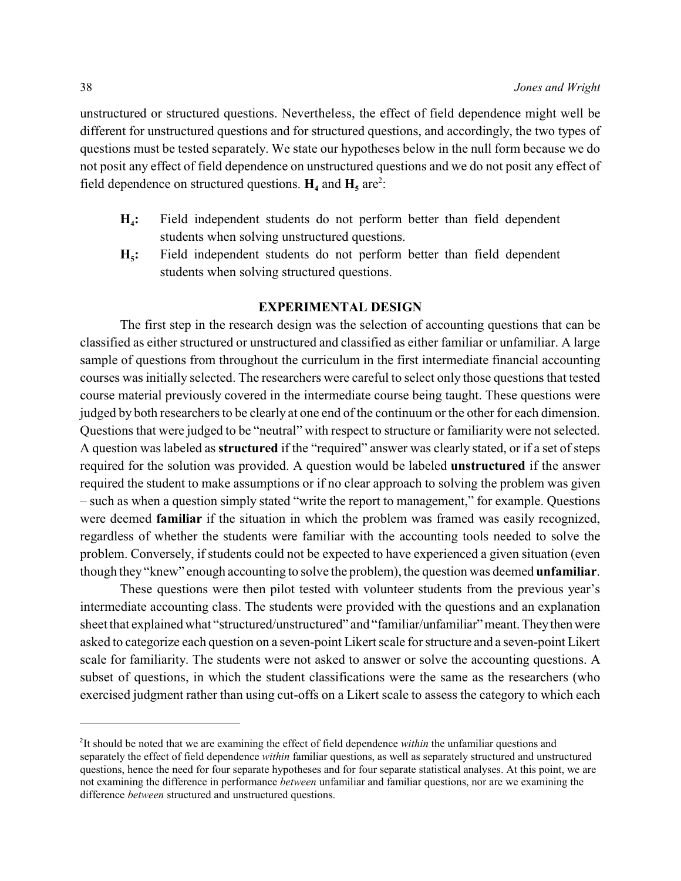unstructured or structured questions. Nevertheless, the effect of field dependence might well be different for unstructured questions and for structured questions, and accordingly, the two types of questions must be tested separately. We state our hypotheses below in the null form because we do not posit any effect of field dependence on unstructured questions and we do not posit any effect of field dependence on structured questions. $\mathbf{H_4}$ and $\mathbf{H_5}$ are[2]:

> **$\mathbf{H_4}$:** Field independent students do not perform better than field dependent students when solving unstructured questions.
>
> **$\mathbf{H_5}$:** Field independent students do not perform better than field dependent students when solving structured questions.

## EXPERIMENTAL DESIGN

The first step in the research design was the selection of accounting questions that can be classified as either structured or unstructured and classified as either familiar or unfamiliar. A large sample of questions from throughout the curriculum in the first intermediate financial accounting courses was initially selected. The researchers were careful to select only those questions that tested course material previously covered in the intermediate course being taught. These questions were judged by both researchers to be clearly at one end of the continuum or the other for each dimension. Questions that were judged to be "neutral" with respect to structure or familiarity were not selected. A question was labeled as **structured** if the "required" answer was clearly stated, or if a set of steps required for the solution was provided. A question would be labeled **unstructured** if the answer required the student to make assumptions or if no clear approach to solving the problem was given – such as when a question simply stated "write the report to management," for example. Questions were deemed **familiar** if the situation in which the problem was framed was easily recognized, regardless of whether the students were familiar with the accounting tools needed to solve the problem. Conversely, if students could not be expected to have experienced a given situation (even though they "knew" enough accounting to solve the problem), the question was deemed **unfamiliar**.

These questions were then pilot tested with volunteer students from the previous year's intermediate accounting class. The students were provided with the questions and an explanation sheet that explained what "structured/unstructured" and "familiar/unfamiliar" meant. They then were asked to categorize each question on a seven-point Likert scale for structure and a seven-point Likert scale for familiarity. The students were not asked to answer or solve the accounting questions. A subset of questions, in which the student classifications were the same as the researchers (who exercised judgment rather than using cut-offs on a Likert scale to assess the category to which each

---

[2]It should be noted that we are examining the effect of field dependence *within* the unfamiliar questions and separately the effect of field dependence *within* familiar questions, as well as separately structured and unstructured questions, hence the need for four separate hypotheses and for four separate statistical analyses. At this point, we are not examining the difference in performance *between* unfamiliar and familiar questions, nor are we examining the difference *between* structured and unstructured questions.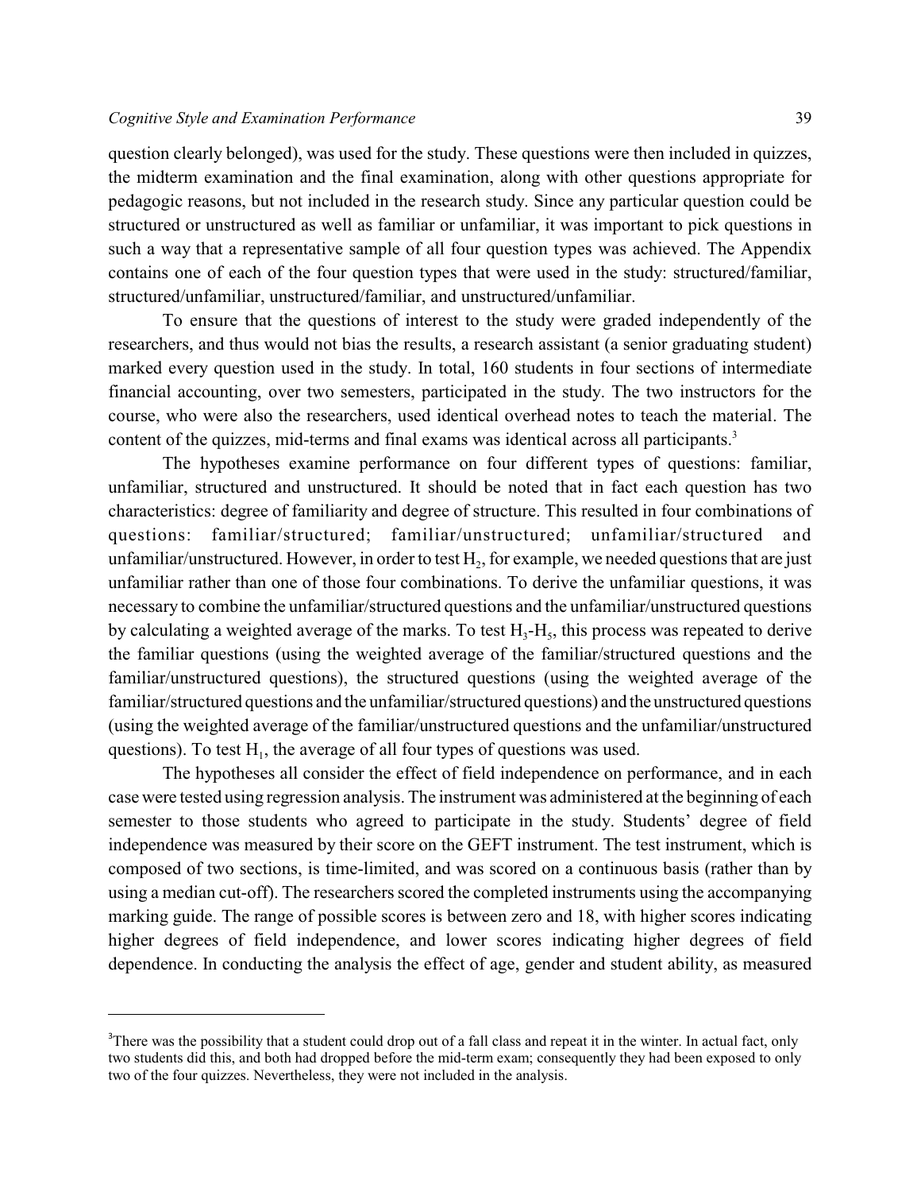question clearly belonged), was used for the study. These questions were then included in quizzes, the midterm examination and the final examination, along with other questions appropriate for pedagogic reasons, but not included in the research study. Since any particular question could be structured or unstructured as well as familiar or unfamiliar, it was important to pick questions in such a way that a representative sample of all four question types was achieved. The Appendix contains one of each of the four question types that were used in the study: structured/familiar, structured/unfamiliar, unstructured/familiar, and unstructured/unfamiliar.

To ensure that the questions of interest to the study were graded independently of the researchers, and thus would not bias the results, a research assistant (a senior graduating student) marked every question used in the study. In total, 160 students in four sections of intermediate financial accounting, over two semesters, participated in the study. The two instructors for the course, who were also the researchers, used identical overhead notes to teach the material. The content of the quizzes, mid-terms and final exams was identical across all participants.[3]

The hypotheses examine performance on four different types of questions: familiar, unfamiliar, structured and unstructured. It should be noted that in fact each question has two characteristics: degree of familiarity and degree of structure. This resulted in four combinations of questions: familiar/structured; familiar/unstructured; unfamiliar/structured and unfamiliar/unstructured. However, in order to test $H_2$, for example, we needed questions that are just unfamiliar rather than one of those four combinations. To derive the unfamiliar questions, it was necessary to combine the unfamiliar/structured questions and the unfamiliar/unstructured questions by calculating a weighted average of the marks. To test $H_3$-$H_5$, this process was repeated to derive the familiar questions (using the weighted average of the familiar/structured questions and the familiar/unstructured questions), the structured questions (using the weighted average of the familiar/structured questions and the unfamiliar/structured questions) and the unstructured questions (using the weighted average of the familiar/unstructured questions and the unfamiliar/unstructured questions). To test $H_1$, the average of all four types of questions was used.

The hypotheses all consider the effect of field independence on performance, and in each case were tested using regression analysis. The instrument was administered at the beginning of each semester to those students who agreed to participate in the study. Students' degree of field independence was measured by their score on the GEFT instrument. The test instrument, which is composed of two sections, is time-limited, and was scored on a continuous basis (rather than by using a median cut-off). The researchers scored the completed instruments using the accompanying marking guide. The range of possible scores is between zero and 18, with higher scores indicating higher degrees of field independence, and lower scores indicating higher degrees of field dependence. In conducting the analysis the effect of age, gender and student ability, as measured

---

[3]There was the possibility that a student could drop out of a fall class and repeat it in the winter. In actual fact, only two students did this, and both had dropped before the mid-term exam; consequently they had been exposed to only two of the four quizzes. Nevertheless, they were not included in the analysis.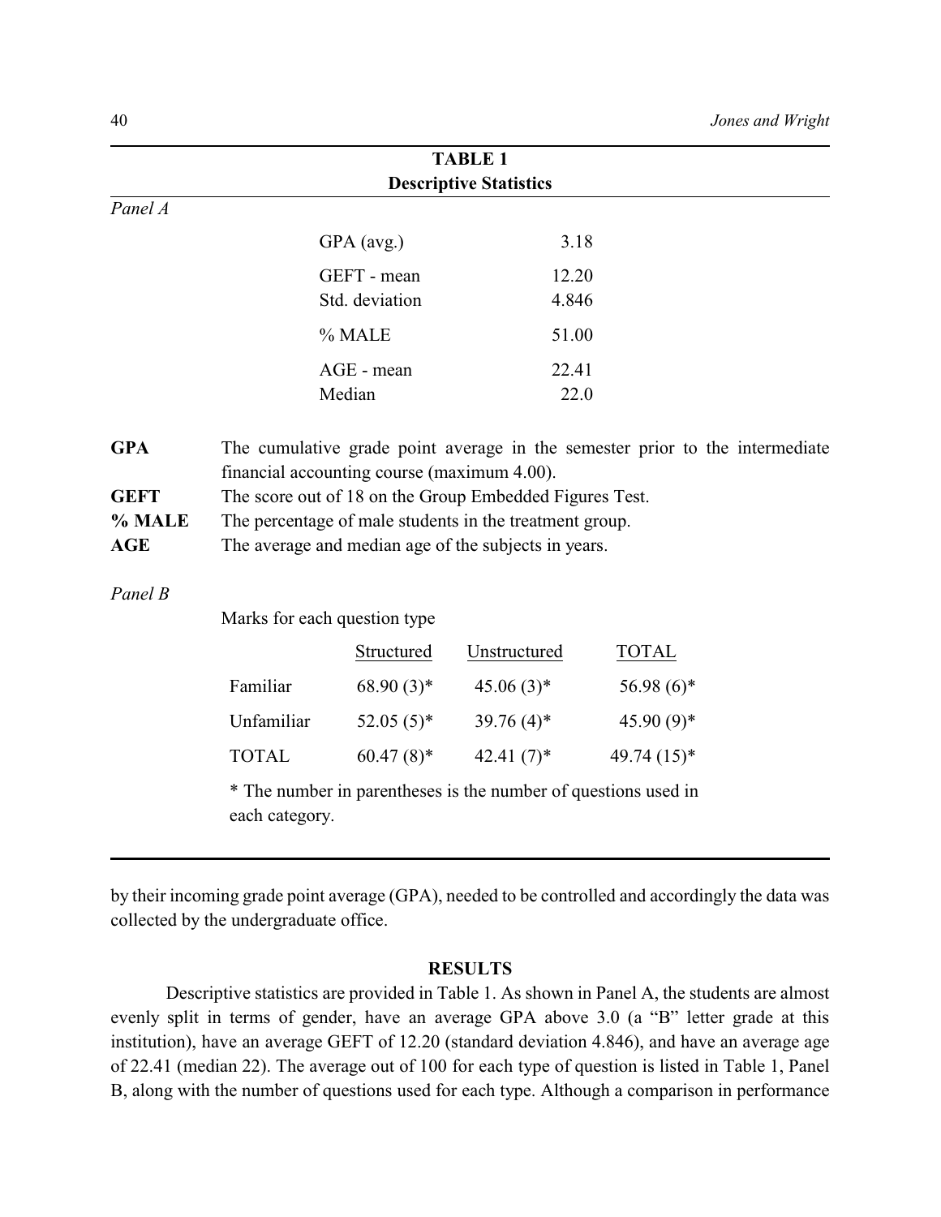**TABLE 1**
**Descriptive Statistics**

*Panel A*

| | |
|---|---|
| GPA (avg.) | 3.18 |
| GEFT - mean | 12.20 |
| Std. deviation | 4.846 |
| % MALE | 51.00 |
| AGE - mean | 22.41 |
| Median | 22.0 |

**GPA** The cumulative grade point average in the semester prior to the intermediate financial accounting course (maximum 4.00).

**GEFT** The score out of 18 on the Group Embedded Figures Test.

**% MALE** The percentage of male students in the treatment group.

**AGE** The average and median age of the subjects in years.

*Panel B*

Marks for each question type

| | Structured | Unstructured | TOTAL |
|---|---|---|---|
| Familiar | 68.90 (3)* | 45.06 (3)* | 56.98 (6)* |
| Unfamiliar | 52.05 (5)* | 39.76 (4)* | 45.90 (9)* |
| TOTAL | 60.47 (8)* | 42.41 (7)* | 49.74 (15)* |

* The number in parentheses is the number of questions used in each category.

by their incoming grade point average (GPA), needed to be controlled and accordingly the data was collected by the undergraduate office.

## RESULTS

Descriptive statistics are provided in Table 1. As shown in Panel A, the students are almost evenly split in terms of gender, have an average GPA above 3.0 (a "B" letter grade at this institution), have an average GEFT of 12.20 (standard deviation 4.846), and have an average age of 22.41 (median 22). The average out of 100 for each type of question is listed in Table 1, Panel B, along with the number of questions used for each type. Although a comparison in performance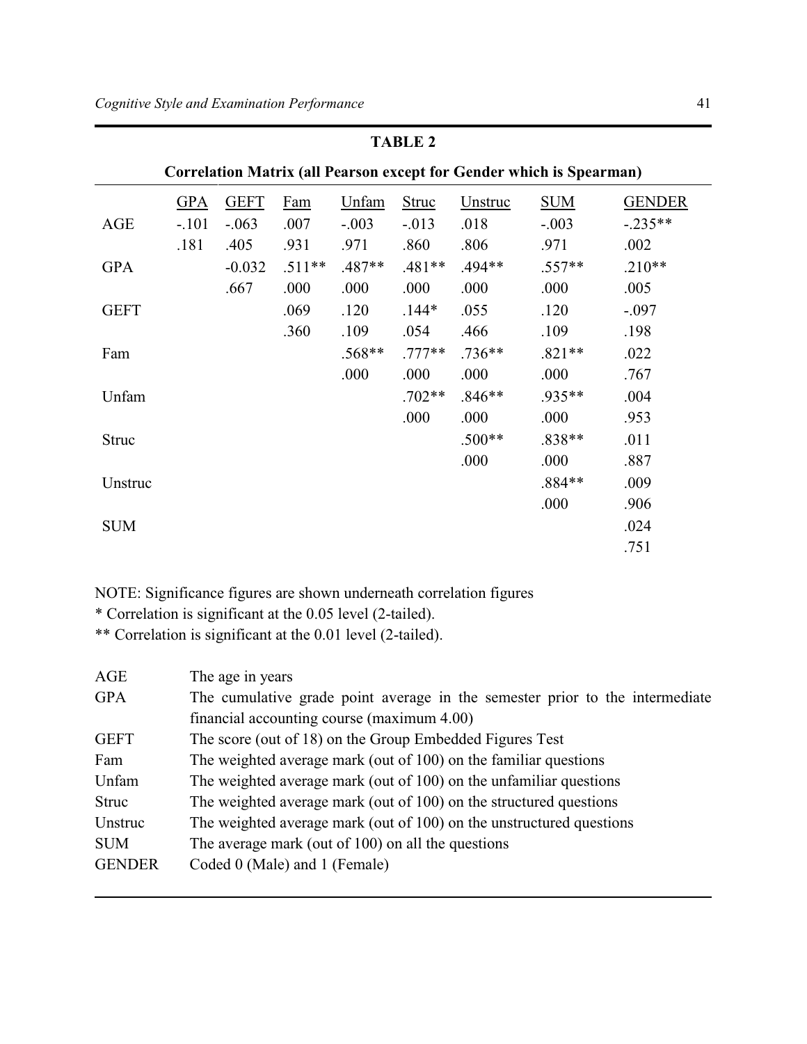**TABLE 2**

**Correlation Matrix (all Pearson except for Gender which is Spearman)**

| | GPA | GEFT | Fam | Unfam | Struc | Unstruc | SUM | GENDER |
|---|---|---|---|---|---|---|---|---|
| AGE | -.101 | -.063 | .007 | -.003 | -.013 | .018 | -.003 | -.235** |
| | .181 | .405 | .931 | .971 | .860 | .806 | .971 | .002 |
| GPA | | -0.032 | .511** | .487** | .481** | .494** | .557** | .210** |
| | | .667 | .000 | .000 | .000 | .000 | .000 | .005 |
| GEFT | | | .069 | .120 | .144* | .055 | .120 | -.097 |
| | | | .360 | .109 | .054 | .466 | .109 | .198 |
| Fam | | | | .568** | .777** | .736** | .821** | .022 |
| | | | | .000 | .000 | .000 | .000 | .767 |
| Unfam | | | | | .702** | .846** | .935** | .004 |
| | | | | | .000 | .000 | .000 | .953 |
| Struc | | | | | | .500** | .838** | .011 |
| | | | | | | .000 | .000 | .887 |
| Unstruc | | | | | | | .884** | .009 |
| | | | | | | | .000 | .906 |
| SUM | | | | | | | | .024 |
| | | | | | | | | .751 |

NOTE: Significance figures are shown underneath correlation figures

* Correlation is significant at the 0.05 level (2-tailed).

** Correlation is significant at the 0.01 level (2-tailed).

| | |
|---|---|
| AGE | The age in years |
| GPA | The cumulative grade point average in the semester prior to the intermediate financial accounting course (maximum 4.00) |
| GEFT | The score (out of 18) on the Group Embedded Figures Test |
| Fam | The weighted average mark (out of 100) on the familiar questions |
| Unfam | The weighted average mark (out of 100) on the unfamiliar questions |
| Struc | The weighted average mark (out of 100) on the structured questions |
| Unstruc | The weighted average mark (out of 100) on the unstructured questions |
| SUM | The average mark (out of 100) on all the questions |
| GENDER | Coded 0 (Male) and 1 (Female) |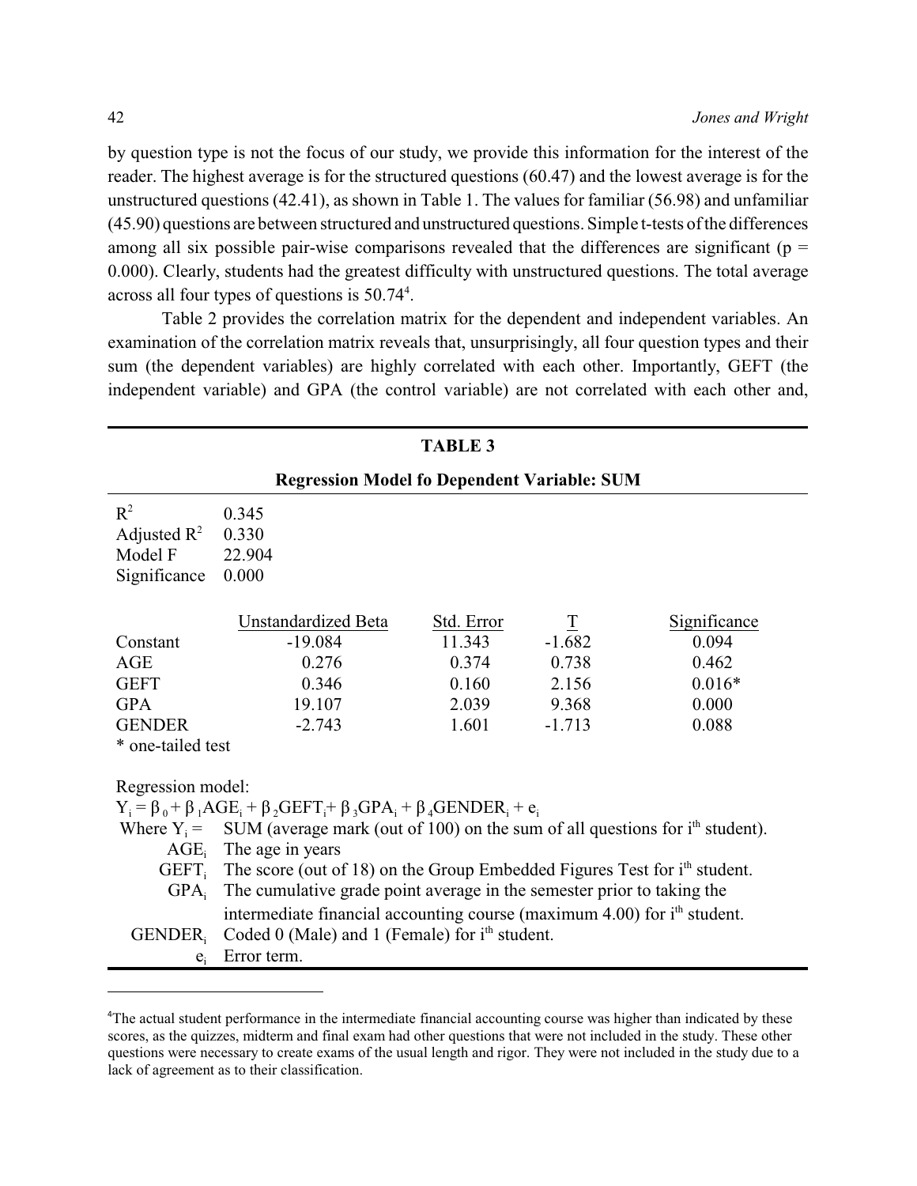by question type is not the focus of our study, we provide this information for the interest of the reader. The highest average is for the structured questions (60.47) and the lowest average is for the unstructured questions (42.41), as shown in Table 1. The values for familiar (56.98) and unfamiliar (45.90) questions are between structured and unstructured questions. Simple t-tests of the differences among all six possible pair-wise comparisons revealed that the differences are significant ($p = 0.000$). Clearly, students had the greatest difficulty with unstructured questions. The total average across all four types of questions is 50.74[4].

Table 2 provides the correlation matrix for the dependent and independent variables. An examination of the correlation matrix reveals that, unsurprisingly, all four question types and their sum (the dependent variables) are highly correlated with each other. Importantly, GEFT (the independent variable) and GPA (the control variable) are not correlated with each other and,

**TABLE 3**

**Regression Model fo Dependent Variable: SUM**

| | |
|---|---|
| $R^2$ | 0.345 |
| Adjusted $R^2$ | 0.330 |
| Model F | 22.904 |
| Significance | 0.000 |

| | Unstandardized Beta | Std. Error | T | Significance |
|---|---|---|---|---|
| Constant | -19.084 | 11.343 | -1.682 | 0.094 |
| AGE | 0.276 | 0.374 | 0.738 | 0.462 |
| GEFT | 0.346 | 0.160 | 2.156 | 0.016* |
| GPA | 19.107 | 2.039 | 9.368 | 0.000 |
| GENDER | -2.743 | 1.601 | -1.713 | 0.088 |

\* one-tailed test

Regression model:

$$Y_i = \beta_0 + \beta_1 AGE_i + \beta_2 GEFT_i + \beta_3 GPA_i + \beta_4 GENDER_i + e_i$$

Where $Y_i$ = SUM (average mark (out of 100) on the sum of all questions for $i^{th}$ student).

$AGE_i$ The age in years

$GEFT_i$ The score (out of 18) on the Group Embedded Figures Test for $i^{th}$ student.

$GPA_i$ The cumulative grade point average in the semester prior to taking the intermediate financial accounting course (maximum 4.00) for $i^{th}$ student.

$GENDER_i$ Coded 0 (Male) and 1 (Female) for $i^{th}$ student.

$e_i$ Error term.

---

[4]The actual student performance in the intermediate financial accounting course was higher than indicated by these scores, as the quizzes, midterm and final exam had other questions that were not included in the study. These other questions were necessary to create exams of the usual length and rigor. They were not included in the study due to a lack of agreement as to their classification.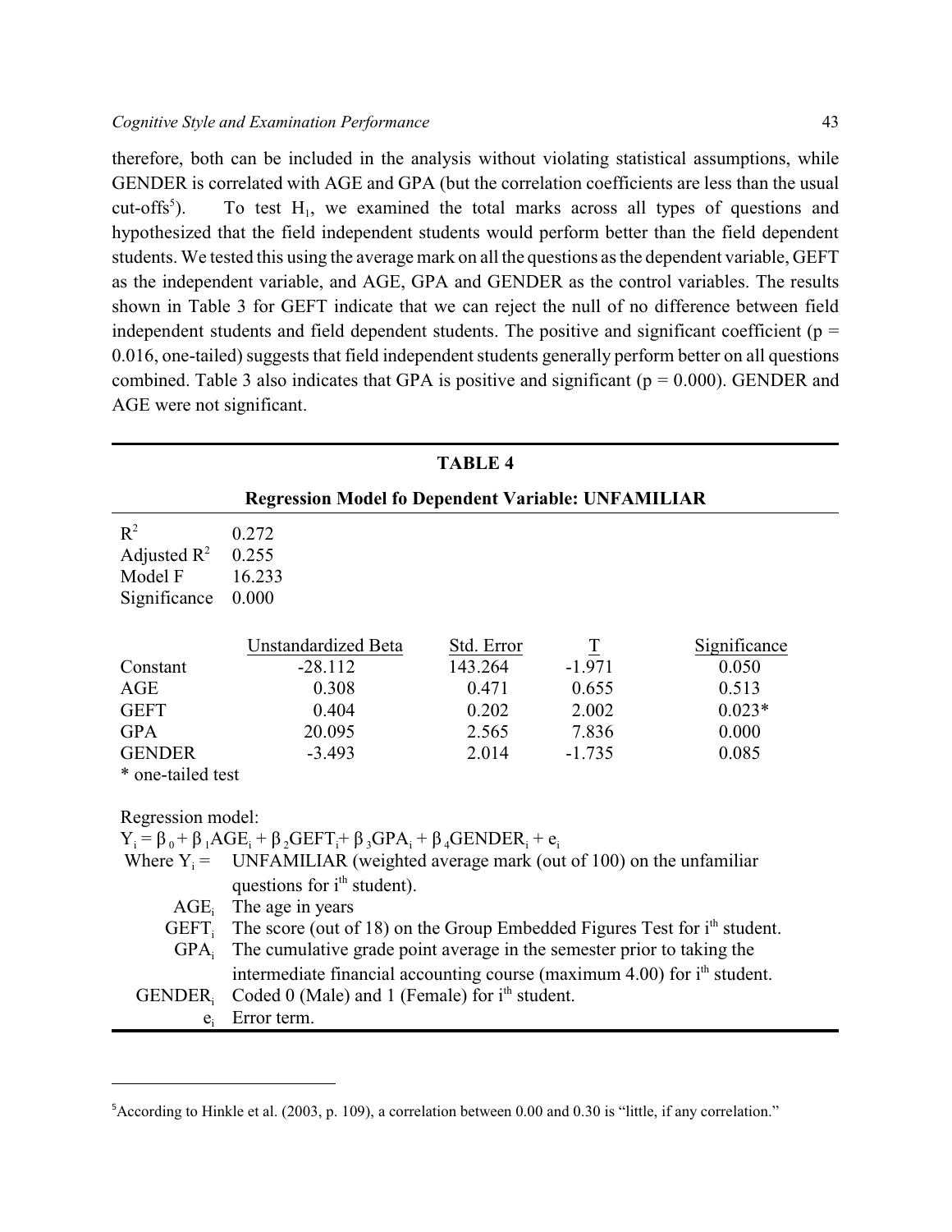therefore, both can be included in the analysis without violating statistical assumptions, while GENDER is correlated with AGE and GPA (but the correlation coefficients are less than the usual cut-offs[5]). To test $H_1$, we examined the total marks across all types of questions and hypothesized that the field independent students would perform better than the field dependent students. We tested this using the average mark on all the questions as the dependent variable, GEFT as the independent variable, and AGE, GPA and GENDER as the control variables. The results shown in Table 3 for GEFT indicate that we can reject the null of no difference between field independent students and field dependent students. The positive and significant coefficient ($p = 0.016$, one-tailed) suggests that field independent students generally perform better on all questions combined. Table 3 also indicates that GPA is positive and significant ($p = 0.000$). GENDER and AGE were not significant.

**TABLE 4**

**Regression Model fo Dependent Variable: UNFAMILIAR**

| | |
|---|---|
| $R^2$ | 0.272 |
| Adjusted $R^2$ | 0.255 |
| Model F | 16.233 |
| Significance | 0.000 |

| | Unstandardized Beta | Std. Error | T | Significance |
|---|---|---|---|---|
| Constant | -28.112 | 143.264 | -1.971 | 0.050 |
| AGE | 0.308 | 0.471 | 0.655 | 0.513 |
| GEFT | 0.404 | 0.202 | 2.002 | 0.023* |
| GPA | 20.095 | 2.565 | 7.836 | 0.000 |
| GENDER | -3.493 | 2.014 | -1.735 | 0.085 |

* one-tailed test

Regression model:

$$Y_i = \beta_0 + \beta_1 AGE_i + \beta_2 GEFT_i + \beta_3 GPA_i + \beta_4 GENDER_i + e_i$$

Where $Y_i$ = UNFAMILIAR (weighted average mark (out of 100) on the unfamiliar questions for $i^{th}$ student).

$AGE_i$ The age in years

$GEFT_i$ The score (out of 18) on the Group Embedded Figures Test for $i^{th}$ student.

$GPA_i$ The cumulative grade point average in the semester prior to taking the intermediate financial accounting course (maximum 4.00) for $i^{th}$ student.

$GENDER_i$ Coded 0 (Male) and 1 (Female) for $i^{th}$ student.

$e_i$ Error term.

---

[5]According to Hinkle et al. (2003, p. 109), a correlation between 0.00 and 0.30 is "little, if any correlation."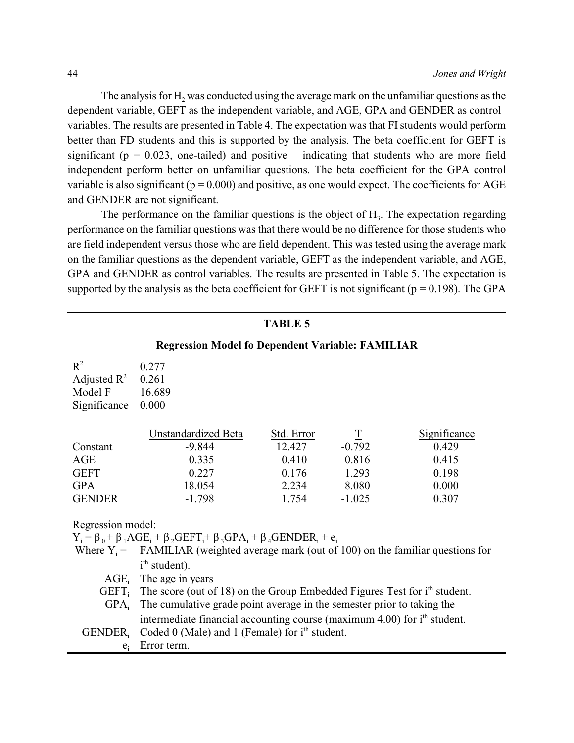The analysis for $H_2$ was conducted using the average mark on the unfamiliar questions as the dependent variable, GEFT as the independent variable, and AGE, GPA and GENDER as control variables. The results are presented in Table 4. The expectation was that FI students would perform better than FD students and this is supported by the analysis. The beta coefficient for GEFT is significant ($p = 0.023$, one-tailed) and positive – indicating that students who are more field independent perform better on unfamiliar questions. The beta coefficient for the GPA control variable is also significant ($p = 0.000$) and positive, as one would expect. The coefficients for AGE and GENDER are not significant.

The performance on the familiar questions is the object of $H_3$. The expectation regarding performance on the familiar questions was that there would be no difference for those students who are field independent versus those who are field dependent. This was tested using the average mark on the familiar questions as the dependent variable, GEFT as the independent variable, and AGE, GPA and GENDER as control variables. The results are presented in Table 5. The expectation is supported by the analysis as the beta coefficient for GEFT is not significant ($p = 0.198$). The GPA

**TABLE 5**

**Regression Model fo Dependent Variable: FAMILIAR**

| | |
|---|---|
| $R^2$ | 0.277 |
| Adjusted $R^2$ | 0.261 |
| Model F | 16.689 |
| Significance | 0.000 |

| | Unstandardized Beta | Std. Error | T | Significance |
|---|---|---|---|---|
| Constant | -9.844 | 12.427 | -0.792 | 0.429 |
| AGE | 0.335 | 0.410 | 0.816 | 0.415 |
| GEFT | 0.227 | 0.176 | 1.293 | 0.198 |
| GPA | 18.054 | 2.234 | 8.080 | 0.000 |
| GENDER | -1.798 | 1.754 | -1.025 | 0.307 |

Regression model:

$$Y_i = \beta_0 + \beta_1 AGE_i + \beta_2 GEFT_i + \beta_3 GPA_i + \beta_4 GENDER_i + e_i$$

Where $Y_i$ = FAMILIAR (weighted average mark (out of 100) on the familiar questions for $i^{th}$ student).

$AGE_i$ The age in years

$GEFT_i$ The score (out of 18) on the Group Embedded Figures Test for $i^{th}$ student.

$GPA_i$ The cumulative grade point average in the semester prior to taking the intermediate financial accounting course (maximum 4.00) for $i^{th}$ student.

$GENDER_i$ Coded 0 (Male) and 1 (Female) for $i^{th}$ student.

$e_i$ Error term.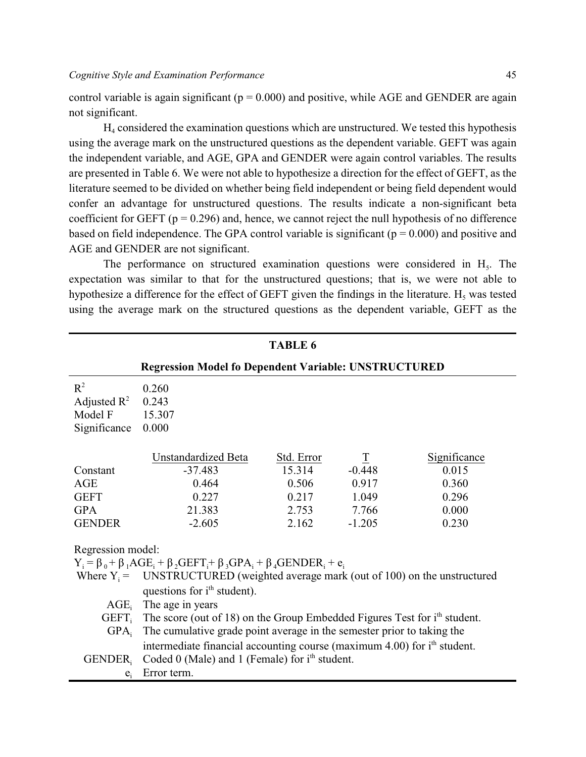control variable is again significant ($p = 0.000$) and positive, while AGE and GENDER are again not significant.

$H_4$ considered the examination questions which are unstructured. We tested this hypothesis using the average mark on the unstructured questions as the dependent variable. GEFT was again the independent variable, and AGE, GPA and GENDER were again control variables. The results are presented in Table 6. We were not able to hypothesize a direction for the effect of GEFT, as the literature seemed to be divided on whether being field independent or being field dependent would confer an advantage for unstructured questions. The results indicate a non-significant beta coefficient for GEFT ($p = 0.296$) and, hence, we cannot reject the null hypothesis of no difference based on field independence. The GPA control variable is significant ($p = 0.000$) and positive and AGE and GENDER are not significant.

The performance on structured examination questions were considered in $H_5$. The expectation was similar to that for the unstructured questions; that is, we were not able to hypothesize a difference for the effect of GEFT given the findings in the literature. $H_5$ was tested using the average mark on the structured questions as the dependent variable, GEFT as the

**TABLE 6**

**Regression Model fo Dependent Variable: UNSTRUCTURED**

| | |
|---|---|
| $R^2$ | 0.260 |
| Adjusted $R^2$ | 0.243 |
| Model F | 15.307 |
| Significance | 0.000 |

| | Unstandardized Beta | Std. Error | T | Significance |
|---|---|---|---|---|
| Constant | -37.483 | 15.314 | -0.448 | 0.015 |
| AGE | 0.464 | 0.506 | 0.917 | 0.360 |
| GEFT | 0.227 | 0.217 | 1.049 | 0.296 |
| GPA | 21.383 | 2.753 | 7.766 | 0.000 |
| GENDER | -2.605 | 2.162 | -1.205 | 0.230 |

Regression model:

$$Y_i = \beta_0 + \beta_1 AGE_i + \beta_2 GEFT_i + \beta_3 GPA_i + \beta_4 GENDER_i + e_i$$

Where $Y_i$ = UNSTRUCTURED (weighted average mark (out of 100) on the unstructured questions for $i^{th}$ student).

$AGE_i$ The age in years

$GEFT_i$ The score (out of 18) on the Group Embedded Figures Test for $i^{th}$ student.

$GPA_i$ The cumulative grade point average in the semester prior to taking the intermediate financial accounting course (maximum 4.00) for $i^{th}$ student.

$GENDER_i$ Coded 0 (Male) and 1 (Female) for $i^{th}$ student.

$e_i$ Error term.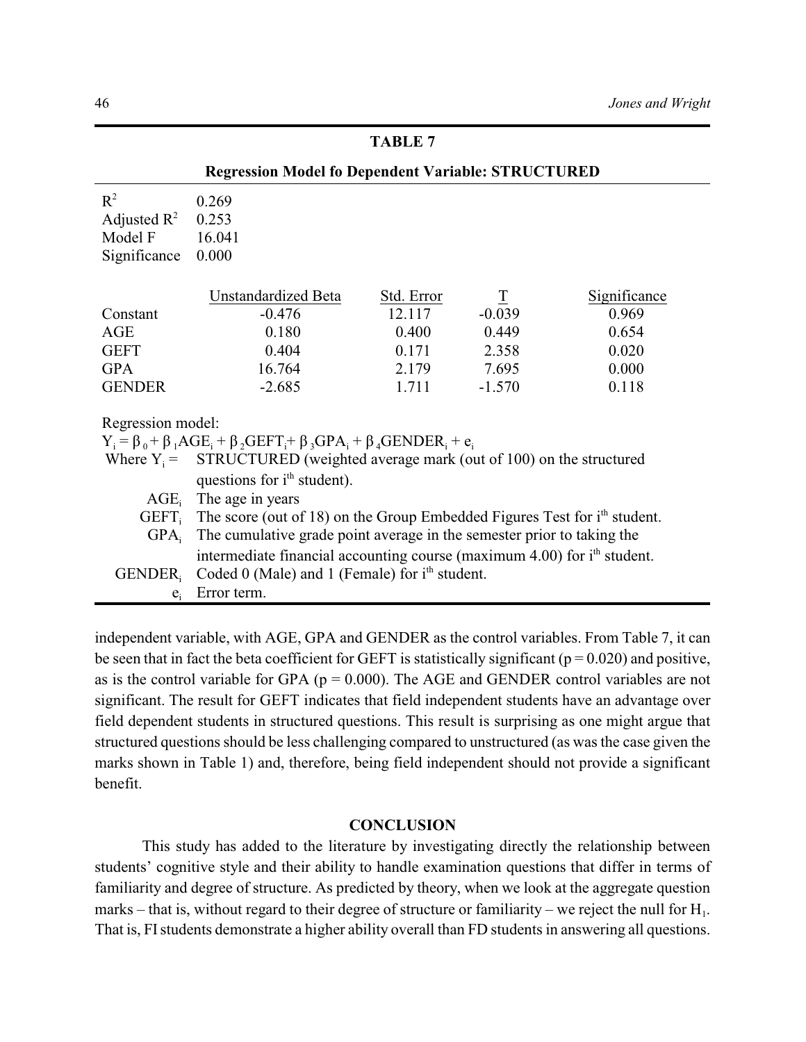**TABLE 7**

**Regression Model fo Dependent Variable: STRUCTURED**

| | |
|---|---|
| $R^2$ | 0.269 |
| Adjusted $R^2$ | 0.253 |
| Model F | 16.041 |
| Significance | 0.000 |

| | Unstandardized Beta | Std. Error | T | Significance |
|---|---|---|---|---|
| Constant | -0.476 | 12.117 | -0.039 | 0.969 |
| AGE | 0.180 | 0.400 | 0.449 | 0.654 |
| GEFT | 0.404 | 0.171 | 2.358 | 0.020 |
| GPA | 16.764 | 2.179 | 7.695 | 0.000 |
| GENDER | -2.685 | 1.711 | -1.570 | 0.118 |

Regression model:

$$Y_i = \beta_0 + \beta_1 AGE_i + \beta_2 GEFT_i + \beta_3 GPA_i + \beta_4 GENDER_i + e_i$$

Where $Y_i$ = STRUCTURED (weighted average mark (out of 100) on the structured questions for $i^{th}$ student).

$AGE_i$ The age in years

$GEFT_i$ The score (out of 18) on the Group Embedded Figures Test for $i^{th}$ student.

$GPA_i$ The cumulative grade point average in the semester prior to taking the intermediate financial accounting course (maximum 4.00) for $i^{th}$ student.

$GENDER_i$ Coded 0 (Male) and 1 (Female) for $i^{th}$ student.

$e_i$ Error term.

independent variable, with AGE, GPA and GENDER as the control variables. From Table 7, it can be seen that in fact the beta coefficient for GEFT is statistically significant ($p = 0.020$) and positive, as is the control variable for GPA ($p = 0.000$). The AGE and GENDER control variables are not significant. The result for GEFT indicates that field independent students have an advantage over field dependent students in structured questions. This result is surprising as one might argue that structured questions should be less challenging compared to unstructured (as was the case given the marks shown in Table 1) and, therefore, being field independent should not provide a significant benefit.

## CONCLUSION

This study has added to the literature by investigating directly the relationship between students' cognitive style and their ability to handle examination questions that differ in terms of familiarity and degree of structure. As predicted by theory, when we look at the aggregate question marks – that is, without regard to their degree of structure or familiarity – we reject the null for $H_1$. That is, FI students demonstrate a higher ability overall than FD students in answering all questions.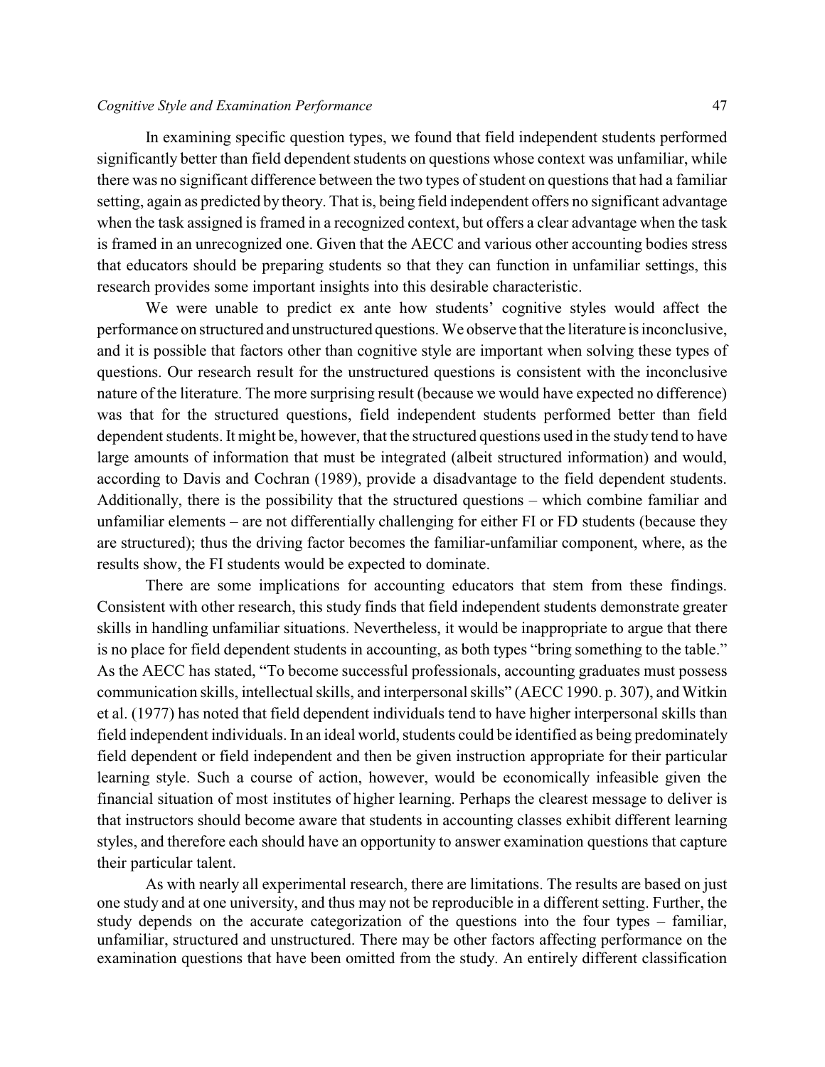In examining specific question types, we found that field independent students performed significantly better than field dependent students on questions whose context was unfamiliar, while there was no significant difference between the two types of student on questions that had a familiar setting, again as predicted by theory. That is, being field independent offers no significant advantage when the task assigned is framed in a recognized context, but offers a clear advantage when the task is framed in an unrecognized one. Given that the AECC and various other accounting bodies stress that educators should be preparing students so that they can function in unfamiliar settings, this research provides some important insights into this desirable characteristic.

We were unable to predict ex ante how students' cognitive styles would affect the performance on structured and unstructured questions. We observe that the literature is inconclusive, and it is possible that factors other than cognitive style are important when solving these types of questions. Our research result for the unstructured questions is consistent with the inconclusive nature of the literature. The more surprising result (because we would have expected no difference) was that for the structured questions, field independent students performed better than field dependent students. It might be, however, that the structured questions used in the study tend to have large amounts of information that must be integrated (albeit structured information) and would, according to Davis and Cochran (1989), provide a disadvantage to the field dependent students. Additionally, there is the possibility that the structured questions – which combine familiar and unfamiliar elements – are not differentially challenging for either FI or FD students (because they are structured); thus the driving factor becomes the familiar-unfamiliar component, where, as the results show, the FI students would be expected to dominate.

There are some implications for accounting educators that stem from these findings. Consistent with other research, this study finds that field independent students demonstrate greater skills in handling unfamiliar situations. Nevertheless, it would be inappropriate to argue that there is no place for field dependent students in accounting, as both types "bring something to the table." As the AECC has stated, "To become successful professionals, accounting graduates must possess communication skills, intellectual skills, and interpersonal skills" (AECC 1990. p. 307), and Witkin et al. (1977) has noted that field dependent individuals tend to have higher interpersonal skills than field independent individuals. In an ideal world, students could be identified as being predominately field dependent or field independent and then be given instruction appropriate for their particular learning style. Such a course of action, however, would be economically infeasible given the financial situation of most institutes of higher learning. Perhaps the clearest message to deliver is that instructors should become aware that students in accounting classes exhibit different learning styles, and therefore each should have an opportunity to answer examination questions that capture their particular talent.

As with nearly all experimental research, there are limitations. The results are based on just one study and at one university, and thus may not be reproducible in a different setting. Further, the study depends on the accurate categorization of the questions into the four types – familiar, unfamiliar, structured and unstructured. There may be other factors affecting performance on the examination questions that have been omitted from the study. An entirely different classification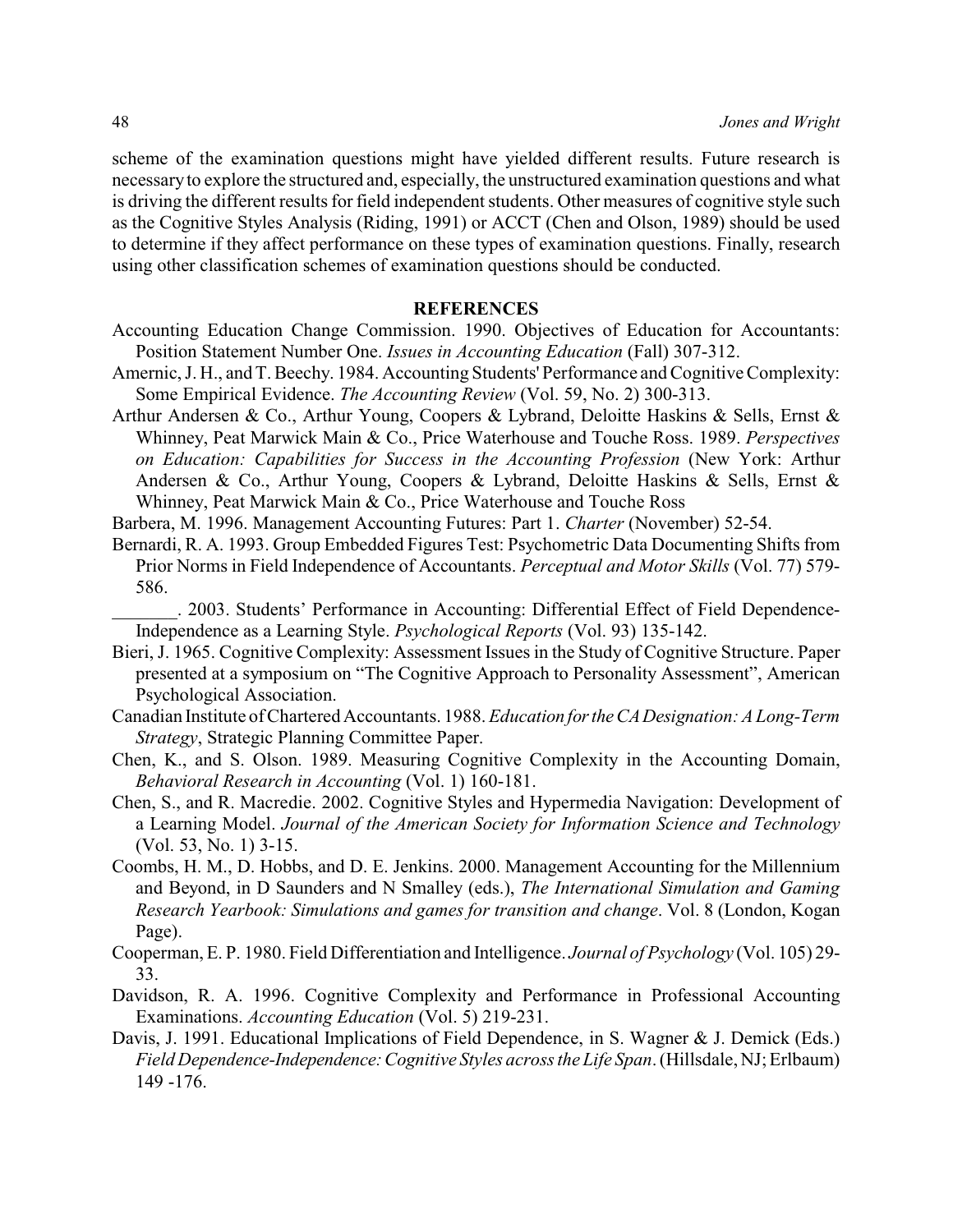scheme of the examination questions might have yielded different results. Future research is necessary to explore the structured and, especially, the unstructured examination questions and what is driving the different results for field independent students. Other measures of cognitive style such as the Cognitive Styles Analysis (Riding, 1991) or ACCT (Chen and Olson, 1989) should be used to determine if they affect performance on these types of examination questions. Finally, research using other classification schemes of examination questions should be conducted.

## REFERENCES

Accounting Education Change Commission. 1990. Objectives of Education for Accountants: Position Statement Number One. *Issues in Accounting Education* (Fall) 307-312.

Amernic, J. H., and T. Beechy. 1984. Accounting Students' Performance and Cognitive Complexity: Some Empirical Evidence. *The Accounting Review* (Vol. 59, No. 2) 300-313.

Arthur Andersen & Co., Arthur Young, Coopers & Lybrand, Deloitte Haskins & Sells, Ernst & Whinney, Peat Marwick Main & Co., Price Waterhouse and Touche Ross. 1989. *Perspectives on Education: Capabilities for Success in the Accounting Profession* (New York: Arthur Andersen & Co., Arthur Young, Coopers & Lybrand, Deloitte Haskins & Sells, Ernst & Whinney, Peat Marwick Main & Co., Price Waterhouse and Touche Ross

Barbera, M. 1996. Management Accounting Futures: Part 1. *Charter* (November) 52-54.

Bernardi, R. A. 1993. Group Embedded Figures Test: Psychometric Data Documenting Shifts from Prior Norms in Field Independence of Accountants. *Perceptual and Motor Skills* (Vol. 77) 579-586.

_______. 2003. Students' Performance in Accounting: Differential Effect of Field Dependence-Independence as a Learning Style. *Psychological Reports* (Vol. 93) 135-142.

Bieri, J. 1965. Cognitive Complexity: Assessment Issues in the Study of Cognitive Structure. Paper presented at a symposium on "The Cognitive Approach to Personality Assessment", American Psychological Association.

Canadian Institute of Chartered Accountants. 1988. *Education for the CA Designation: A Long-Term Strategy*, Strategic Planning Committee Paper.

Chen, K., and S. Olson. 1989. Measuring Cognitive Complexity in the Accounting Domain, *Behavioral Research in Accounting* (Vol. 1) 160-181.

Chen, S., and R. Macredie. 2002. Cognitive Styles and Hypermedia Navigation: Development of a Learning Model. *Journal of the American Society for Information Science and Technology* (Vol. 53, No. 1) 3-15.

Coombs, H. M., D. Hobbs, and D. E. Jenkins. 2000. Management Accounting for the Millennium and Beyond, in D Saunders and N Smalley (eds.), *The International Simulation and Gaming Research Yearbook: Simulations and games for transition and change*. Vol. 8 (London, Kogan Page).

Cooperman, E. P. 1980. Field Differentiation and Intelligence. *Journal of Psychology* (Vol. 105) 29-33.

Davidson, R. A. 1996. Cognitive Complexity and Performance in Professional Accounting Examinations. *Accounting Education* (Vol. 5) 219-231.

Davis, J. 1991. Educational Implications of Field Dependence, in S. Wagner & J. Demick (Eds.) *Field Dependence-Independence: Cognitive Styles across the Life Span*. (Hillsdale, NJ; Erlbaum) 149 -176.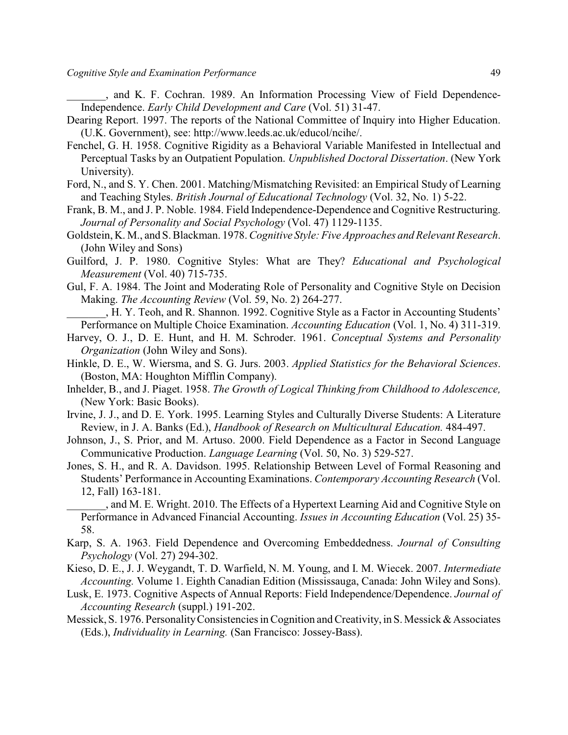_______, and K. F. Cochran. 1989. An Information Processing View of Field Dependence-Independence. *Early Child Development and Care* (Vol. 51) 31-47.

Dearing Report. 1997. The reports of the National Committee of Inquiry into Higher Education. (U.K. Government), see: http://www.leeds.ac.uk/educol/ncihe/.

Fenchel, G. H. 1958. Cognitive Rigidity as a Behavioral Variable Manifested in Intellectual and Perceptual Tasks by an Outpatient Population. *Unpublished Doctoral Dissertation*. (New York University).

Ford, N., and S. Y. Chen. 2001. Matching/Mismatching Revisited: an Empirical Study of Learning and Teaching Styles. *British Journal of Educational Technology* (Vol. 32, No. 1) 5-22.

Frank, B. M., and J. P. Noble. 1984. Field Independence-Dependence and Cognitive Restructuring. *Journal of Personality and Social Psychology* (Vol. 47) 1129-1135.

Goldstein, K. M., and S. Blackman. 1978. *Cognitive Style: Five Approaches and Relevant Research*. (John Wiley and Sons)

Guilford, J. P. 1980. Cognitive Styles: What are They? *Educational and Psychological Measurement* (Vol. 40) 715-735.

Gul, F. A. 1984. The Joint and Moderating Role of Personality and Cognitive Style on Decision Making. *The Accounting Review* (Vol. 59, No. 2) 264-277.

_______, H. Y. Teoh, and R. Shannon. 1992. Cognitive Style as a Factor in Accounting Students' Performance on Multiple Choice Examination. *Accounting Education* (Vol. 1, No. 4) 311-319.

Harvey, O. J., D. E. Hunt, and H. M. Schroder. 1961. *Conceptual Systems and Personality Organization* (John Wiley and Sons).

Hinkle, D. E., W. Wiersma, and S. G. Jurs. 2003. *Applied Statistics for the Behavioral Sciences*. (Boston, MA: Houghton Mifflin Company).

Inhelder, B., and J. Piaget. 1958. *The Growth of Logical Thinking from Childhood to Adolescence,* (New York: Basic Books).

Irvine, J. J., and D. E. York. 1995. Learning Styles and Culturally Diverse Students: A Literature Review, in J. A. Banks (Ed.), *Handbook of Research on Multicultural Education.* 484-497.

Johnson, J., S. Prior, and M. Artuso. 2000. Field Dependence as a Factor in Second Language Communicative Production. *Language Learning* (Vol. 50, No. 3) 529-527.

Jones, S. H., and R. A. Davidson. 1995. Relationship Between Level of Formal Reasoning and Students' Performance in Accounting Examinations. *Contemporary Accounting Research* (Vol. 12, Fall) 163-181.

_______, and M. E. Wright. 2010. The Effects of a Hypertext Learning Aid and Cognitive Style on Performance in Advanced Financial Accounting. *Issues in Accounting Education* (Vol. 25) 35-58.

Karp, S. A. 1963. Field Dependence and Overcoming Embeddedness. *Journal of Consulting Psychology* (Vol. 27) 294-302.

Kieso, D. E., J. J. Weygandt, T. D. Warfield, N. M. Young, and I. M. Wiecek. 2007. *Intermediate Accounting.* Volume 1. Eighth Canadian Edition (Mississauga, Canada: John Wiley and Sons).

Lusk, E. 1973. Cognitive Aspects of Annual Reports: Field Independence/Dependence. *Journal of Accounting Research* (suppl.) 191-202.

Messick, S. 1976. Personality Consistencies in Cognition and Creativity, in S. Messick & Associates (Eds.), *Individuality in Learning.* (San Francisco: Jossey-Bass).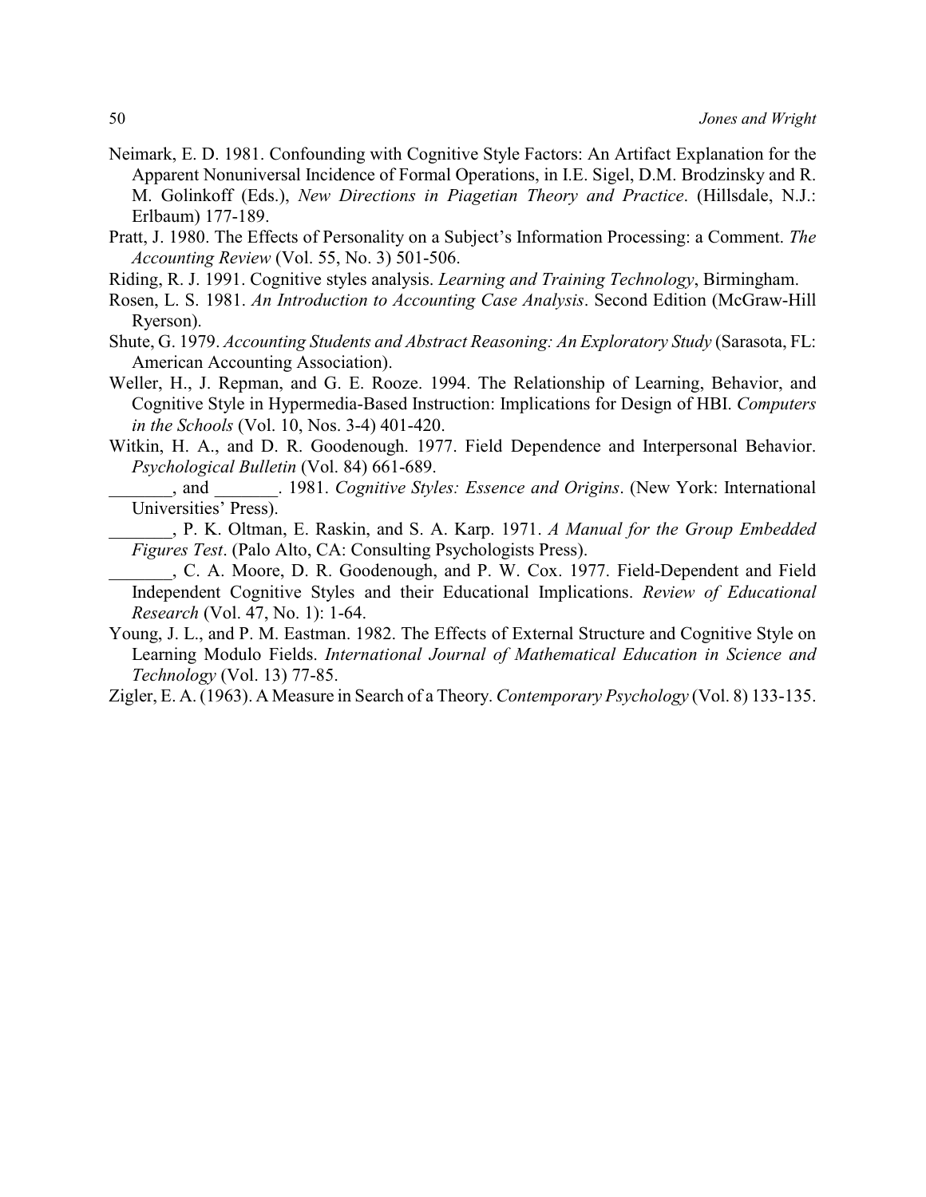Neimark, E. D. 1981. Confounding with Cognitive Style Factors: An Artifact Explanation for the Apparent Nonuniversal Incidence of Formal Operations, in I.E. Sigel, D.M. Brodzinsky and R. M. Golinkoff (Eds.), *New Directions in Piagetian Theory and Practice*. (Hillsdale, N.J.: Erlbaum) 177-189.

Pratt, J. 1980. The Effects of Personality on a Subject's Information Processing: a Comment. *The Accounting Review* (Vol. 55, No. 3) 501-506.

Riding, R. J. 1991. Cognitive styles analysis. *Learning and Training Technology*, Birmingham.

Rosen, L. S. 1981. *An Introduction to Accounting Case Analysis*. Second Edition (McGraw-Hill Ryerson).

Shute, G. 1979. *Accounting Students and Abstract Reasoning: An Exploratory Study* (Sarasota, FL: American Accounting Association).

Weller, H., J. Repman, and G. E. Rooze. 1994. The Relationship of Learning, Behavior, and Cognitive Style in Hypermedia-Based Instruction: Implications for Design of HBI. *Computers in the Schools* (Vol. 10, Nos. 3-4) 401-420.

Witkin, H. A., and D. R. Goodenough. 1977. Field Dependence and Interpersonal Behavior. *Psychological Bulletin* (Vol. 84) 661-689.

_______, and _______. 1981. *Cognitive Styles: Essence and Origins*. (New York: International Universities' Press).

_______, P. K. Oltman, E. Raskin, and S. A. Karp. 1971. *A Manual for the Group Embedded Figures Test*. (Palo Alto, CA: Consulting Psychologists Press).

_______, C. A. Moore, D. R. Goodenough, and P. W. Cox. 1977. Field-Dependent and Field Independent Cognitive Styles and their Educational Implications. *Review of Educational Research* (Vol. 47, No. 1): 1-64.

Young, J. L., and P. M. Eastman. 1982. The Effects of External Structure and Cognitive Style on Learning Modulo Fields. *International Journal of Mathematical Education in Science and Technology* (Vol. 13) 77-85.

Zigler, E. A. (1963). A Measure in Search of a Theory. *Contemporary Psychology* (Vol. 8) 133-135.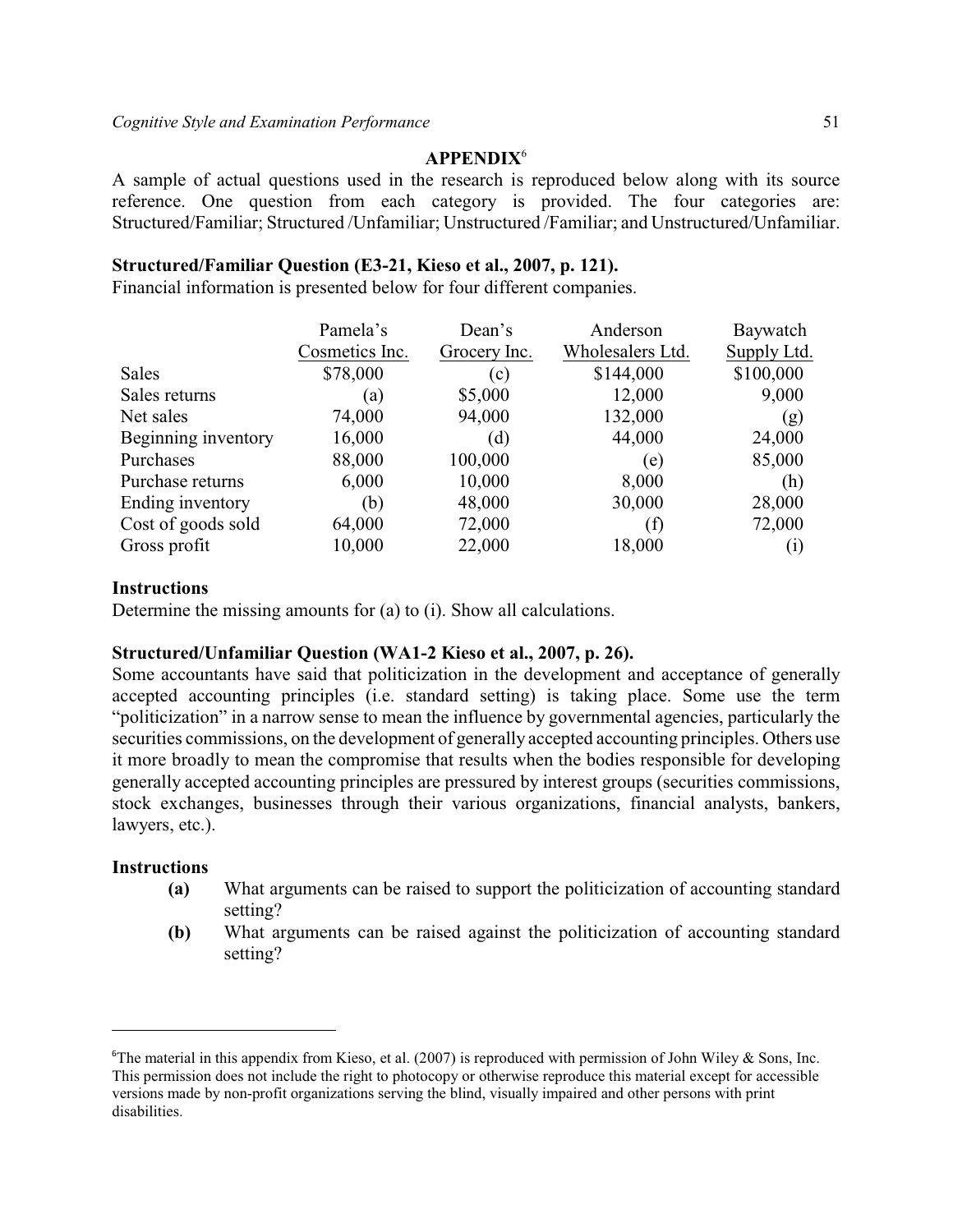## APPENDIX[6]

A sample of actual questions used in the research is reproduced below along with its source reference. One question from each category is provided. The four categories are: Structured/Familiar; Structured /Unfamiliar; Unstructured /Familiar; and Unstructured/Unfamiliar.

**Structured/Familiar Question (E3-21, Kieso et al., 2007, p. 121).**

Financial information is presented below for four different companies.

| | Pamela's Cosmetics Inc. | Dean's Grocery Inc. | Anderson Wholesalers Ltd. | Baywatch Supply Ltd. |
|---|---|---|---|---|
| Sales | $78,000 | (c) | $144,000 | $100,000 |
| Sales returns | (a) | $5,000 | 12,000 | 9,000 |
| Net sales | 74,000 | 94,000 | 132,000 | (g) |
| Beginning inventory | 16,000 | (d) | 44,000 | 24,000 |
| Purchases | 88,000 | 100,000 | (e) | 85,000 |
| Purchase returns | 6,000 | 10,000 | 8,000 | (h) |
| Ending inventory | (b) | 48,000 | 30,000 | 28,000 |
| Cost of goods sold | 64,000 | 72,000 | (f) | 72,000 |
| Gross profit | 10,000 | 22,000 | 18,000 | (i) |

**Instructions**

Determine the missing amounts for (a) to (i). Show all calculations.

**Structured/Unfamiliar Question (WA1-2 Kieso et al., 2007, p. 26).**

Some accountants have said that politicization in the development and acceptance of generally accepted accounting principles (i.e. standard setting) is taking place. Some use the term "politicization" in a narrow sense to mean the influence by governmental agencies, particularly the securities commissions, on the development of generally accepted accounting principles. Others use it more broadly to mean the compromise that results when the bodies responsible for developing generally accepted accounting principles are pressured by interest groups (securities commissions, stock exchanges, businesses through their various organizations, financial analysts, bankers, lawyers, etc.).

**Instructions**

- **(a)** What arguments can be raised to support the politicization of accounting standard setting?
- **(b)** What arguments can be raised against the politicization of accounting standard setting?

---

[6] The material in this appendix from Kieso, et al. (2007) is reproduced with permission of John Wiley & Sons, Inc. This permission does not include the right to photocopy or otherwise reproduce this material except for accessible versions made by non-profit organizations serving the blind, visually impaired and other persons with print disabilities.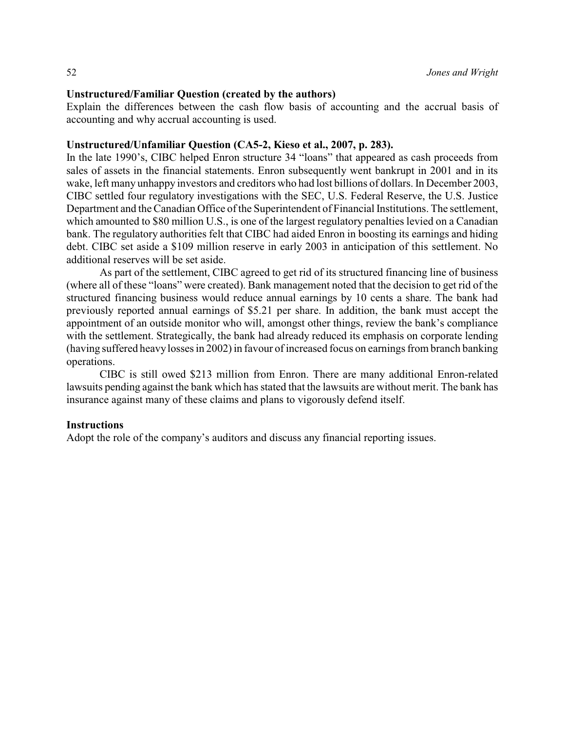**Unstructured/Familiar Question (created by the authors)**

Explain the differences between the cash flow basis of accounting and the accrual basis of accounting and why accrual accounting is used.

**Unstructured/Unfamiliar Question (CA5-2, Kieso et al., 2007, p. 283).**

In the late 1990's, CIBC helped Enron structure 34 "loans" that appeared as cash proceeds from sales of assets in the financial statements. Enron subsequently went bankrupt in 2001 and in its wake, left many unhappy investors and creditors who had lost billions of dollars. In December 2003, CIBC settled four regulatory investigations with the SEC, U.S. Federal Reserve, the U.S. Justice Department and the Canadian Office of the Superintendent of Financial Institutions. The settlement, which amounted to $80 million U.S., is one of the largest regulatory penalties levied on a Canadian bank. The regulatory authorities felt that CIBC had aided Enron in boosting its earnings and hiding debt. CIBC set aside a $109 million reserve in early 2003 in anticipation of this settlement. No additional reserves will be set aside.

As part of the settlement, CIBC agreed to get rid of its structured financing line of business (where all of these "loans" were created). Bank management noted that the decision to get rid of the structured financing business would reduce annual earnings by 10 cents a share. The bank had previously reported annual earnings of $5.21 per share. In addition, the bank must accept the appointment of an outside monitor who will, amongst other things, review the bank's compliance with the settlement. Strategically, the bank had already reduced its emphasis on corporate lending (having suffered heavy losses in 2002) in favour of increased focus on earnings from branch banking operations.

CIBC is still owed $213 million from Enron. There are many additional Enron-related lawsuits pending against the bank which has stated that the lawsuits are without merit. The bank has insurance against many of these claims and plans to vigorously defend itself.

**Instructions**

Adopt the role of the company's auditors and discuss any financial reporting issues.